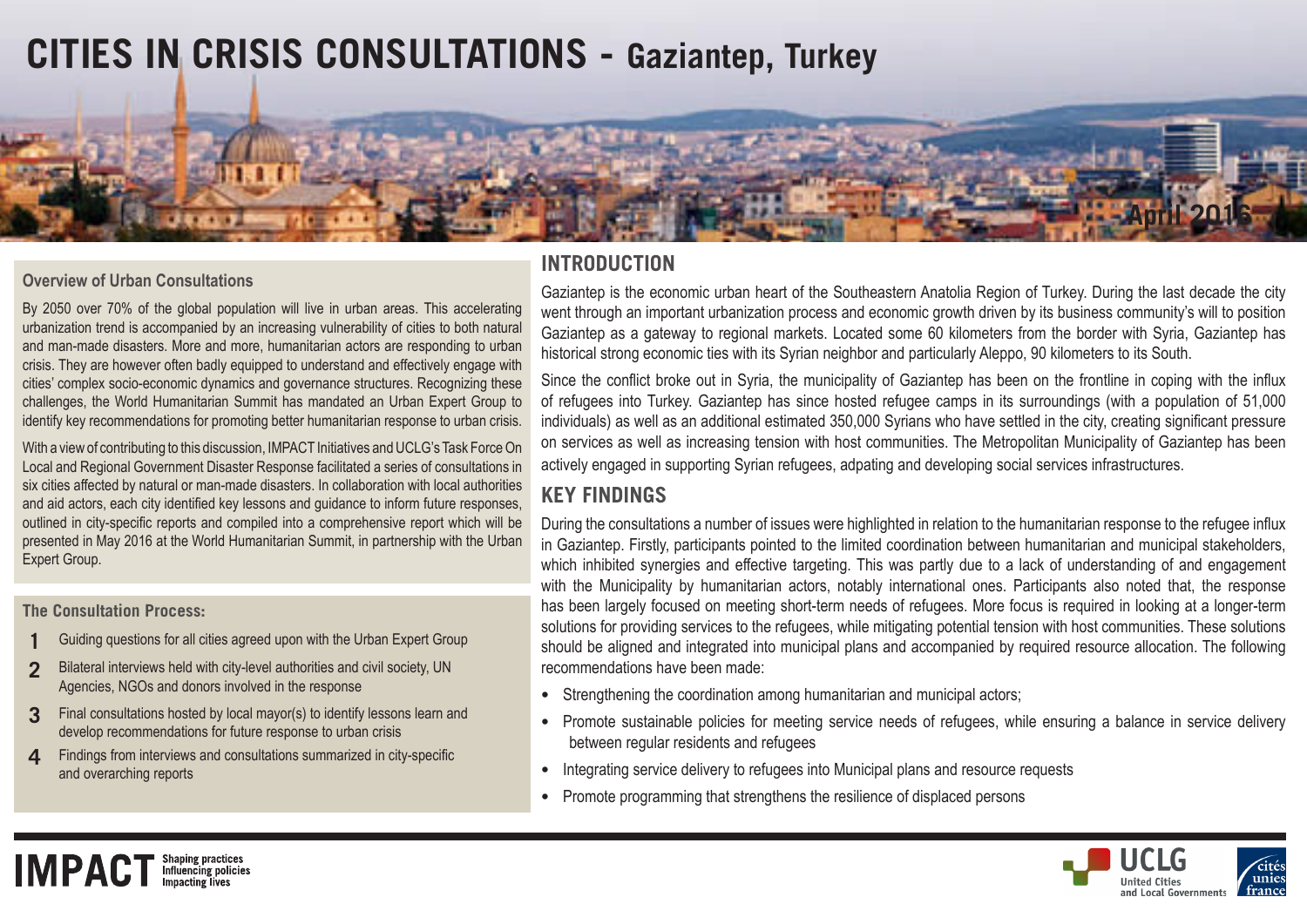# CITIES IN CRISIS CONSULTATIONS - Gaziantep, Turkey

April 2016

### Overview of Urban Consultations

By 2050 over 70% of the global population will live in urban areas. This accelerating urbanization trend is accompanied by an increasing vulnerability of cities to both natural and man-made disasters. More and more, humanitarian actors are responding to urban crisis. They are however often badly equipped to understand and effectively engage with cities' complex socio-economic dynamics and governance structures. Recognizing these challenges, the World Humanitarian Summit has mandated an Urban Expert Group to identify key recommendations for promoting better humanitarian response to urban crisis.

With a view of contributing to this discussion, IMPACT Initiatives and UCLG's Task Force On Local and Regional Government Disaster Response facilitated a series of consultations in six cities affected by natural or man-made disasters. In collaboration with local authorities and aid actors, each city identified key lessons and guidance to inform future responses, outlined in city-specific reports and compiled into a comprehensive report which will be presented in May 2016 at the World Humanitarian Summit, in partnership with the Urban Expert Group.

### The Consultation Process:

1. Guiding questions for all cities agreed upon with the Urban Expert Group
2. Bilateral interviews held with city-level authorities and civil society, UN Agencies, NGOs and donors involved in the response
3. Final consultations hosted by local mayor(s) to identify lessons learn and develop recommendations for future response to urban crisis
4. Findings from interviews and consultations summarized in city-specific and overarching reports

## INTRODUCTION

Gaziantep is the economic urban heart of the Southeastern Anatolia Region of Turkey. During the last decade the city went through an important urbanization process and economic growth driven by its business community's will to position Gaziantep as a gateway to regional markets. Located some 60 kilometers from the border with Syria, Gaziantep has historical strong economic ties with its Syrian neighbor and particularly Aleppo, 90 kilometers to its South.

Since the conflict broke out in Syria, the municipality of Gaziantep has been on the frontline in coping with the influx of refugees into Turkey. Gaziantep has since hosted refugee camps in its surroundings (with a population of 51,000 individuals) as well as an additional estimated 350,000 Syrians who have settled in the city, creating significant pressure on services as well as increasing tension with host communities. The Metropolitan Municipality of Gaziantep has been actively engaged in supporting Syrian refugees, adpating and developing social services infrastructures.

## KEY FINDINGS

During the consultations a number of issues were highlighted in relation to the humanitarian response to the refugee influx in Gaziantep. Firstly, participants pointed to the limited coordination between humanitarian and municipal stakeholders, which inhibited synergies and effective targeting. This was partly due to a lack of understanding of and engagement with the Municipality by humanitarian actors, notably international ones. Participants also noted that, the response has been largely focused on meeting short-term needs of refugees. More focus is required in looking at a longer-term solutions for providing services to the refugees, while mitigating potential tension with host communities. These solutions should be aligned and integrated into municipal plans and accompanied by required resource allocation. The following recommendations have been made:

- Strengthening the coordination among humanitarian and municipal actors;
- Promote sustainable policies for meeting service needs of refugees, while ensuring a balance in service delivery between regular residents and refugees
- Integrating service delivery to refugees into Municipal plans and resource requests
- Promote programming that strengthens the resilience of displaced persons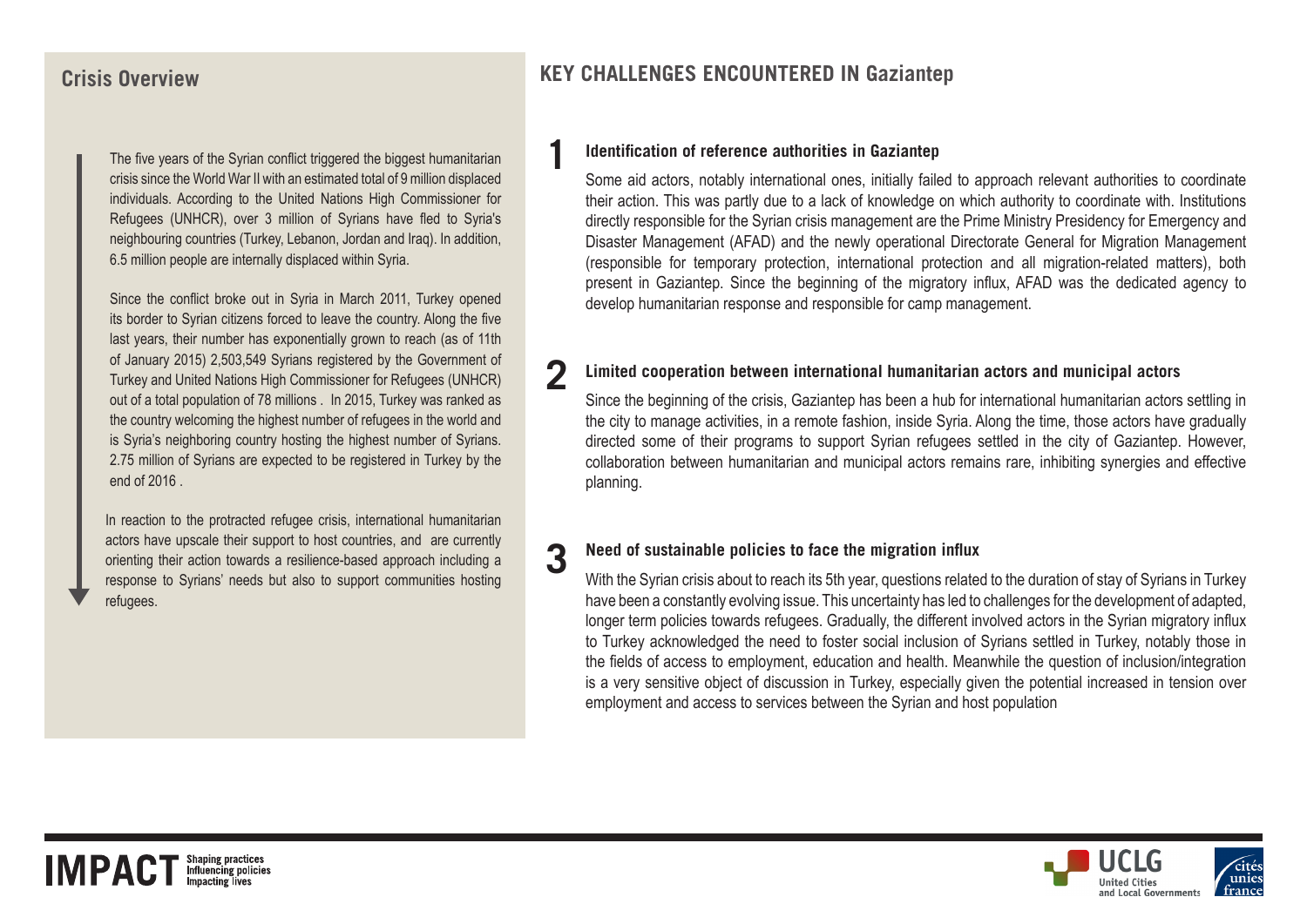## Crisis Overview

The five years of the Syrian conflict triggered the biggest humanitarian crisis since the World War II with an estimated total of 9 million displaced individuals. According to the United Nations High Commissioner for Refugees (UNHCR), over 3 million of Syrians have fled to Syria's neighbouring countries (Turkey, Lebanon, Jordan and Iraq). In addition, 6.5 million people are internally displaced within Syria.

Since the conflict broke out in Syria in March 2011, Turkey opened its border to Syrian citizens forced to leave the country. Along the five last years, their number has exponentially grown to reach (as of 11th of January 2015) 2,503,549 Syrians registered by the Government of Turkey and United Nations High Commissioner for Refugees (UNHCR) out of a total population of 78 millions . In 2015, Turkey was ranked as the country welcoming the highest number of refugees in the world and is Syria's neighboring country hosting the highest number of Syrians. 2.75 million of Syrians are expected to be registered in Turkey by the end of 2016 .

In reaction to the protracted refugee crisis, international humanitarian actors have upscale their support to host countries, and are currently orienting their action towards a resilience-based approach including a response to Syrians' needs but also to support communities hosting refugees.

## KEY CHALLENGES ENCOUNTERED IN Gaziantep

### 1 Identification of reference authorities in Gaziantep

Some aid actors, notably international ones, initially failed to approach relevant authorities to coordinate their action. This was partly due to a lack of knowledge on which authority to coordinate with. Institutions directly responsible for the Syrian crisis management are the Prime Ministry Presidency for Emergency and Disaster Management (AFAD) and the newly operational Directorate General for Migration Management (responsible for temporary protection, international protection and all migration-related matters), both present in Gaziantep. Since the beginning of the migratory influx, AFAD was the dedicated agency to develop humanitarian response and responsible for camp management.

### 2 Limited cooperation between international humanitarian actors and municipal actors

Since the beginning of the crisis, Gaziantep has been a hub for international humanitarian actors settling in the city to manage activities, in a remote fashion, inside Syria. Along the time, those actors have gradually directed some of their programs to support Syrian refugees settled in the city of Gaziantep. However, collaboration between humanitarian and municipal actors remains rare, inhibiting synergies and effective planning.

### 3 Need of sustainable policies to face the migration influx

With the Syrian crisis about to reach its 5th year, questions related to the duration of stay of Syrians in Turkey have been a constantly evolving issue. This uncertainty has led to challenges for the development of adapted, longer term policies towards refugees. Gradually, the different involved actors in the Syrian migratory influx to Turkey acknowledged the need to foster social inclusion of Syrians settled in Turkey, notably those in the fields of access to employment, education and health. Meanwhile the question of inclusion/integration is a very sensitive object of discussion in Turkey, especially given the potential increased in tension over employment and access to services between the Syrian and host population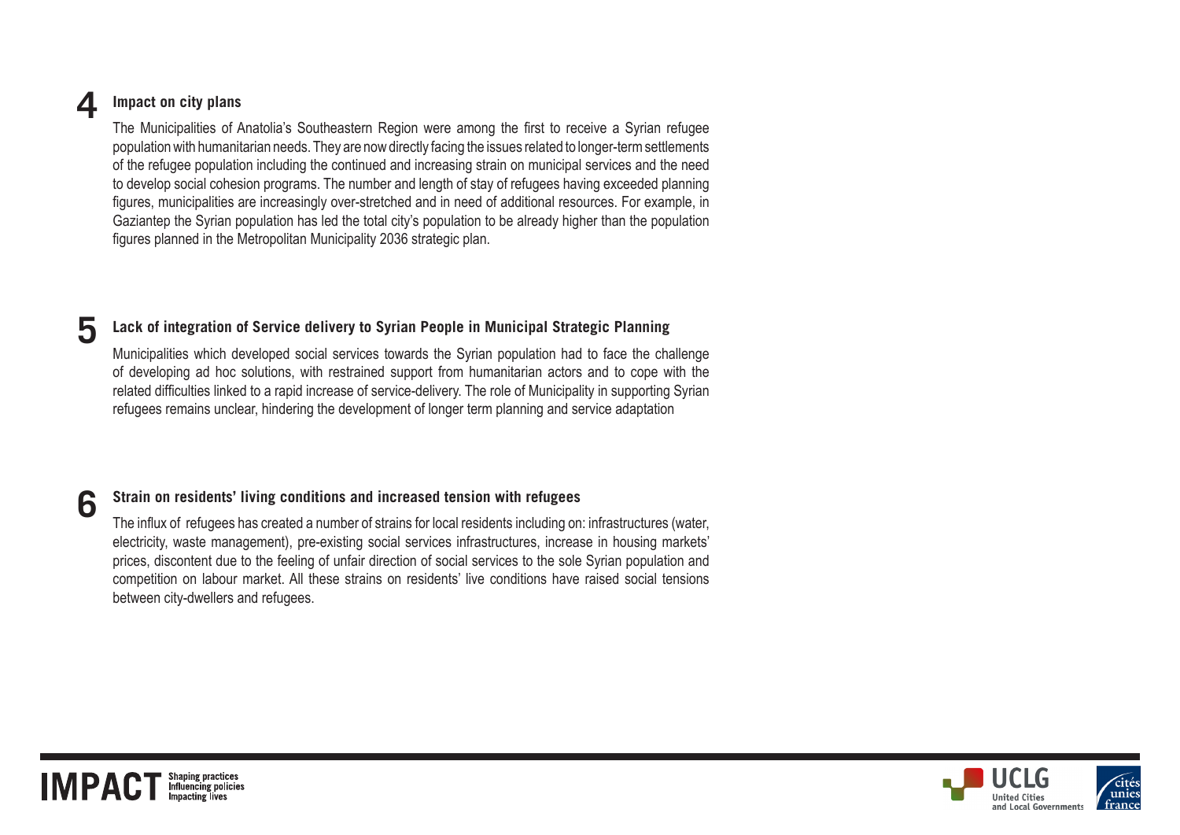## 4 Impact on city plans

The Municipalities of Anatolia's Southeastern Region were among the first to receive a Syrian refugee population with humanitarian needs. They are now directly facing the issues related to longer-term settlements of the refugee population including the continued and increasing strain on municipal services and the need to develop social cohesion programs. The number and length of stay of refugees having exceeded planning figures, municipalities are increasingly over-stretched and in need of additional resources. For example, in Gaziantep the Syrian population has led the total city's population to be already higher than the population figures planned in the Metropolitan Municipality 2036 strategic plan.

## 5 Lack of integration of Service delivery to Syrian People in Municipal Strategic Planning

Municipalities which developed social services towards the Syrian population had to face the challenge of developing ad hoc solutions, with restrained support from humanitarian actors and to cope with the related difficulties linked to a rapid increase of service-delivery. The role of Municipality in supporting Syrian refugees remains unclear, hindering the development of longer term planning and service adaptation

## 6 Strain on residents' living conditions and increased tension with refugees

The influx of refugees has created a number of strains for local residents including on: infrastructures (water, electricity, waste management), pre-existing social services infrastructures, increase in housing markets' prices, discontent due to the feeling of unfair direction of social services to the sole Syrian population and competition on labour market. All these strains on residents' live conditions have raised social tensions between city-dwellers and refugees.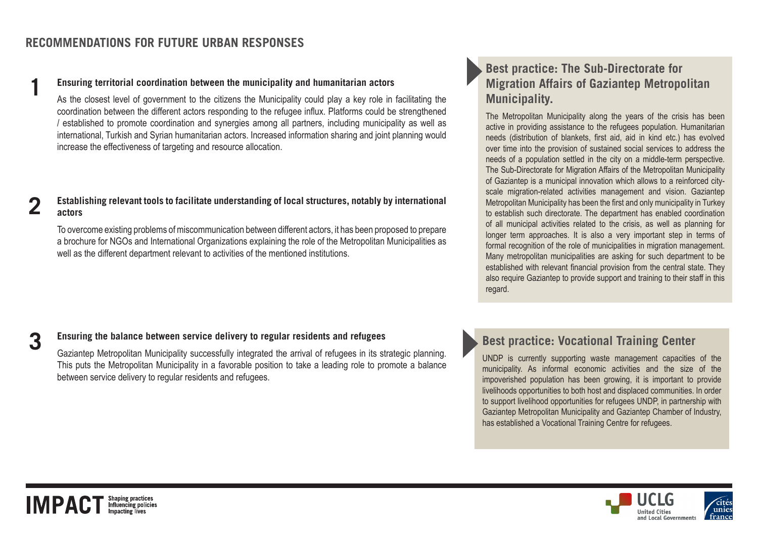## RECOMMENDATIONS FOR FUTURE URBAN RESPONSES

### 1 Ensuring territorial coordination between the municipality and humanitarian actors

As the closest level of government to the citizens the Municipality could play a key role in facilitating the coordination between the different actors responding to the refugee influx. Platforms could be strengthened / established to promote coordination and synergies among all partners, including municipality as well as international, Turkish and Syrian humanitarian actors. Increased information sharing and joint planning would increase the effectiveness of targeting and resource allocation.

### 2 Establishing relevant tools to facilitate understanding of local structures, notably by international actors

To overcome existing problems of miscommunication between different actors, it has been proposed to prepare a brochure for NGOs and International Organizations explaining the role of the Metropolitan Municipalities as well as the different department relevant to activities of the mentioned institutions.

### 3 Ensuring the balance between service delivery to regular residents and refugees

Gaziantep Metropolitan Municipality successfully integrated the arrival of refugees in its strategic planning. This puts the Metropolitan Municipality in a favorable position to take a leading role to promote a balance between service delivery to regular residents and refugees.

### Best practice: The Sub-Directorate for Migration Affairs of Gaziantep Metropolitan Municipality.

The Metropolitan Municipality along the years of the crisis has been active in providing assistance to the refugees population. Humanitarian needs (distribution of blankets, first aid, aid in kind etc.) has evolved over time into the provision of sustained social services to address the needs of a population settled in the city on a middle-term perspective. The Sub-Directorate for Migration Affairs of the Metropolitan Municipality of Gaziantep is a municipal innovation which allows to a reinforced city-scale migration-related activities management and vision. Gaziantep Metropolitan Municipality has been the first and only municipality in Turkey to establish such directorate. The department has enabled coordination of all municipal activities related to the crisis, as well as planning for longer term approaches. It is also a very important step in terms of formal recognition of the role of municipalities in migration management. Many metropolitan municipalities are asking for such department to be established with relevant financial provision from the central state. They also require Gaziantep to provide support and training to their staff in this regard.

### Best practice: Vocational Training Center

UNDP is currently supporting waste management capacities of the municipality. As informal economic activities and the size of the impoverished population has been growing, it is important to provide livelihoods opportunities to both host and displaced communities. In order to support livelihood opportunities for refugees UNDP, in partnership with Gaziantep Metropolitan Municipality and Gaziantep Chamber of Industry, has established a Vocational Training Centre for refugees.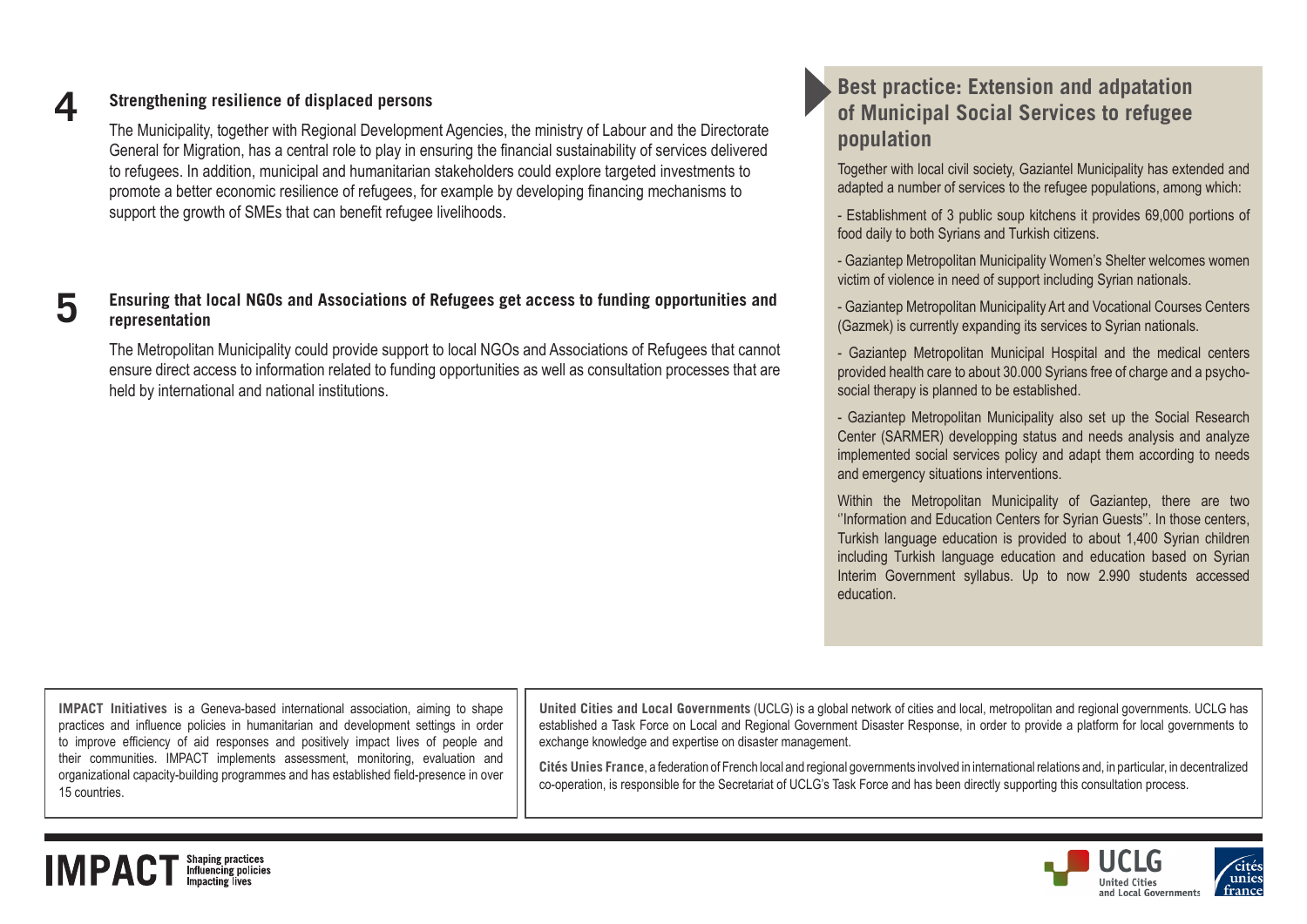## 4 Strengthening resilience of displaced persons

The Municipality, together with Regional Development Agencies, the ministry of Labour and the Directorate General for Migration, has a central role to play in ensuring the financial sustainability of services delivered to refugees. In addition, municipal and humanitarian stakeholders could explore targeted investments to promote a better economic resilience of refugees, for example by developing financing mechanisms to support the growth of SMEs that can benefit refugee livelihoods.

## 5 Ensuring that local NGOs and Associations of Refugees get access to funding opportunities and representation

The Metropolitan Municipality could provide support to local NGOs and Associations of Refugees that cannot ensure direct access to information related to funding opportunities as well as consultation processes that are held by international and national institutions.

## Best practice: Extension and adpatation of Municipal Social Services to refugee population

Together with local civil society, Gaziantel Municipality has extended and adapted a number of services to the refugee populations, among which:

- Establishment of 3 public soup kitchens it provides 69,000 portions of food daily to both Syrians and Turkish citizens.

- Gaziantep Metropolitan Municipality Women's Shelter welcomes women victim of violence in need of support including Syrian nationals.

- Gaziantep Metropolitan Municipality Art and Vocational Courses Centers (Gazmek) is currently expanding its services to Syrian nationals.

- Gaziantep Metropolitan Municipal Hospital and the medical centers provided health care to about 30.000 Syrians free of charge and a psycho-social therapy is planned to be established.

- Gaziantep Metropolitan Municipality also set up the Social Research Center (SARMER) developping status and needs analysis and analyze implemented social services policy and adapt them according to needs and emergency situations interventions.

Within the Metropolitan Municipality of Gaziantep, there are two ''Information and Education Centers for Syrian Guests''. In those centers, Turkish language education is provided to about 1,400 Syrian children including Turkish language education and education based on Syrian Interim Government syllabus. Up to now 2.990 students accessed education.

**IMPACT Initiatives** is a Geneva-based international association, aiming to shape practices and influence policies in humanitarian and development settings in order to improve efficiency of aid responses and positively impact lives of people and their communities. IMPACT implements assessment, monitoring, evaluation and organizational capacity-building programmes and has established field-presence in over 15 countries.

**United Cities and Local Governments** (UCLG) is a global network of cities and local, metropolitan and regional governments. UCLG has established a Task Force on Local and Regional Government Disaster Response, in order to provide a platform for local governments to exchange knowledge and expertise on disaster management.

**Cités Unies France**, a federation of French local and regional governments involved in international relations and, in particular, in decentralized co-operation, is responsible for the Secretariat of UCLG's Task Force and has been directly supporting this consultation process.

IMPACT Shaping practices Influencing policies Impacting lives

UCLG United Cities and Local Governments

cités unies france